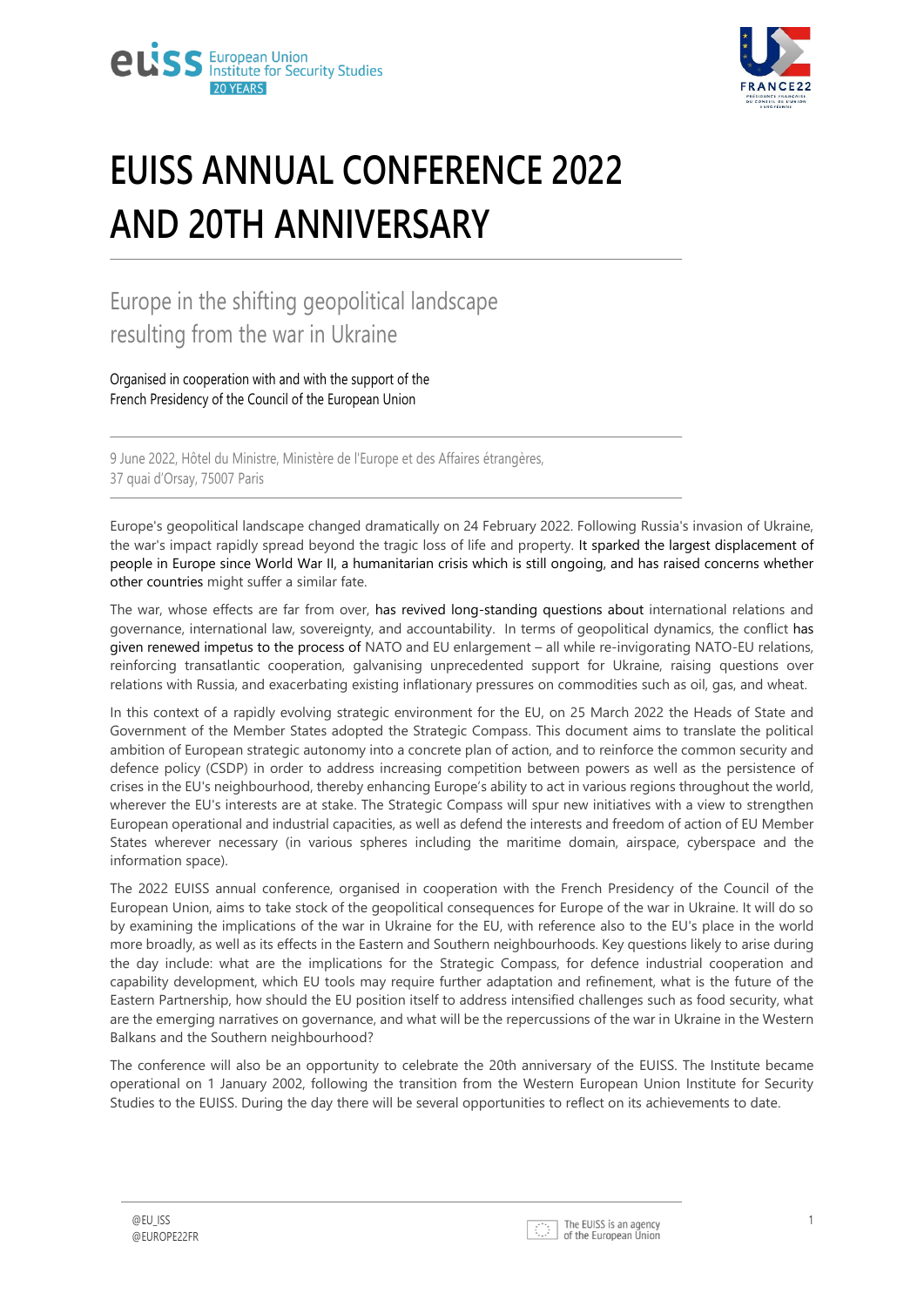# EUISS ANNUAL CONFERENCE 2022 AND 20TH ANNIVERSARY

## Europe in the shifting geopolitical landscape resulting from the war in Ukraine

Organised in cooperation with and with the support of the French Presidency of the Council of the European Union

9 June 2022, Hôtel du Ministre, Ministère de l'Europe et des Affaires étrangères, 37 quai d'Orsay, 75007 Paris

Europe's geopolitical landscape changed dramatically on 24 February 2022. Following Russia's invasion of Ukraine, the war's impact rapidly spread beyond the tragic loss of life and property. It sparked the largest displacement of people in Europe since World War II, a humanitarian crisis which is still ongoing, and has raised concerns whether other countries might suffer a similar fate.

The war, whose effects are far from over, has revived long-standing questions about international relations and governance, international law, sovereignty, and accountability. In terms of geopolitical dynamics, the conflict has given renewed impetus to the process of NATO and EU enlargement – all while re-invigorating NATO-EU relations, reinforcing transatlantic cooperation, galvanising unprecedented support for Ukraine, raising questions over relations with Russia, and exacerbating existing inflationary pressures on commodities such as oil, gas, and wheat.

In this context of a rapidly evolving strategic environment for the EU, on 25 March 2022 the Heads of State and Government of the Member States adopted the Strategic Compass. This document aims to translate the political ambition of European strategic autonomy into a concrete plan of action, and to reinforce the common security and defence policy (CSDP) in order to address increasing competition between powers as well as the persistence of crises in the EU's neighbourhood, thereby enhancing Europe's ability to act in various regions throughout the world, wherever the EU's interests are at stake. The Strategic Compass will spur new initiatives with a view to strengthen European operational and industrial capacities, as well as defend the interests and freedom of action of EU Member States wherever necessary (in various spheres including the maritime domain, airspace, cyberspace and the information space).

The 2022 EUISS annual conference, organised in cooperation with the French Presidency of the Council of the European Union, aims to take stock of the geopolitical consequences for Europe of the war in Ukraine. It will do so by examining the implications of the war in Ukraine for the EU, with reference also to the EU's place in the world more broadly, as well as its effects in the Eastern and Southern neighbourhoods. Key questions likely to arise during the day include: what are the implications for the Strategic Compass, for defence industrial cooperation and capability development, which EU tools may require further adaptation and refinement, what is the future of the Eastern Partnership, how should the EU position itself to address intensified challenges such as food security, what are the emerging narratives on governance, and what will be the repercussions of the war in Ukraine in the Western Balkans and the Southern neighbourhood?

The conference will also be an opportunity to celebrate the 20th anniversary of the EUISS. The Institute became operational on 1 January 2002, following the transition from the Western European Union Institute for Security Studies to the EUISS. During the day there will be several opportunities to reflect on its achievements to date.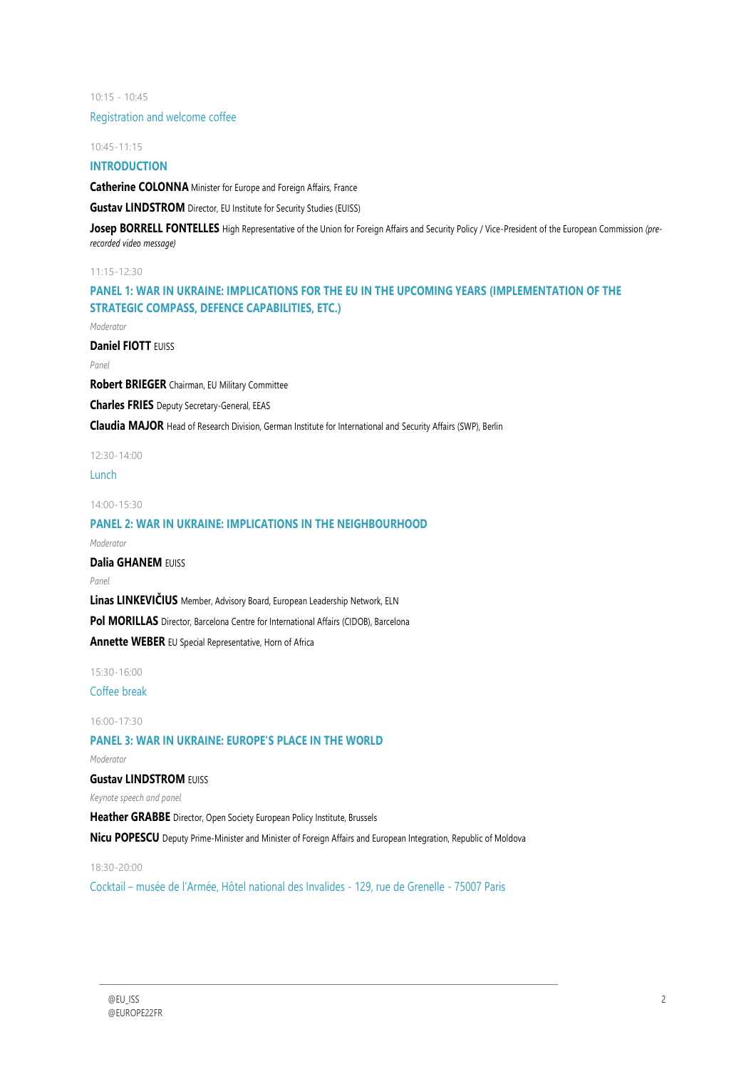10:15 - 10:45

Registration and welcome coffee

10:45-11:15

## INTRODUCTION

**Catherine COLONNA** Minister for Europe and Foreign Affairs, France

**Gustav LINDSTROM** Director, EU Institute for Security Studies (EUISS)

**Josep BORRELL FONTELLES** High Representative of the Union for Foreign Affairs and Security Policy / Vice-President of the European Commission *(pre-recorded video message)*

11:15-12:30

## PANEL 1: WAR IN UKRAINE: IMPLICATIONS FOR THE EU IN THE UPCOMING YEARS (IMPLEMENTATION OF THE STRATEGIC COMPASS, DEFENCE CAPABILITIES, ETC.)

*Moderator*

**Daniel FIOTT** EUISS

*Panel*

**Robert BRIEGER** Chairman, EU Military Committee

**Charles FRIES** Deputy Secretary-General, EEAS

**Claudia MAJOR** Head of Research Division, German Institute for International and Security Affairs (SWP), Berlin

12:30-14:00

Lunch

14:00-15:30

## PANEL 2: WAR IN UKRAINE: IMPLICATIONS IN THE NEIGHBOURHOOD

*Moderator*

**Dalia GHANEM** EUISS

*Panel*

**Linas LINKEVIČIUS** Member, Advisory Board, European Leadership Network, ELN

**Pol MORILLAS** Director, Barcelona Centre for International Affairs (CIDOB), Barcelona

**Annette WEBER** EU Special Representative, Horn of Africa

15:30-16:00

Coffee break

16:00-17:30

## PANEL 3: WAR IN UKRAINE: EUROPE'S PLACE IN THE WORLD

*Moderator*

**Gustav LINDSTROM** EUISS

*Keynote speech and panel*

**Heather GRABBE** Director, Open Society European Policy Institute, Brussels

**Nicu POPESCU** Deputy Prime-Minister and Minister of Foreign Affairs and European Integration, Republic of Moldova

18:30-20:00

Cocktail – musée de l'Armée, Hôtel national des Invalides - 129, rue de Grenelle - 75007 Paris

@EU_ISS
@EUROPE22FR